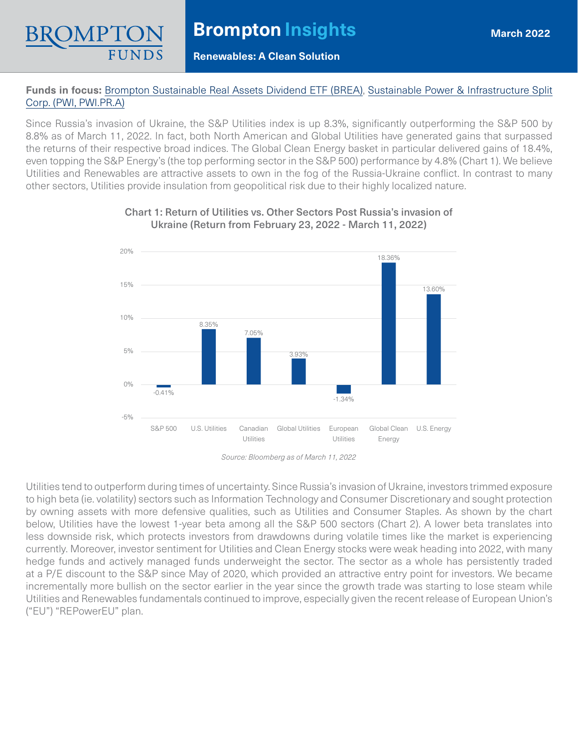# Brompton Insights

**Renewables: A Clean Solution**

March 2022

**Funds in focus:** Brompton Sustainable Real Assets Dividend ETF (BREA), Sustainable Power & Infrastructure Split Corp. (PWI, PWI.PR.A)

Since Russia's invasion of Ukraine, the S&P Utilities index is up 8.3%, significantly outperforming the S&P 500 by 8.8% as of March 11, 2022. In fact, both North American and Global Utilities have generated gains that surpassed the returns of their respective broad indices. The Global Clean Energy basket in particular delivered gains of 18.4%, even topping the S&P Energy's (the top performing sector in the S&P 500) performance by 4.8% (Chart 1). We believe Utilities and Renewables are attractive assets to own in the fog of the Russia-Ukraine conflict. In contrast to many other sectors, Utilities provide insulation from geopolitical risk due to their highly localized nature.

**Chart 1: Return of Utilities vs. Other Sectors Post Russia's invasion of Ukraine (Return from February 23, 2022 - March 11, 2022)**

| Sector | Return |
|---|---|
| S&P 500 | -0.41% |
| U.S. Utilities | 8.35% |
| Canadian Utilities | 7.05% |
| Global Utilities | 3.93% |
| European Utilities | -1.34% |
| Global Clean Energy | 18.36% |
| U.S. Energy | 13.60% |

*Source: Bloomberg as of March 11, 2022*

Utilities tend to outperform during times of uncertainty. Since Russia's invasion of Ukraine, investors trimmed exposure to high beta (ie. volatility) sectors such as Information Technology and Consumer Discretionary and sought protection by owning assets with more defensive qualities, such as Utilities and Consumer Staples. As shown by the chart below, Utilities have the lowest 1-year beta among all the S&P 500 sectors (Chart 2). A lower beta translates into less downside risk, which protects investors from drawdowns during volatile times like the market is experiencing currently. Moreover, investor sentiment for Utilities and Clean Energy stocks were weak heading into 2022, with many hedge funds and actively managed funds underweight the sector. The sector as a whole has persistently traded at a P/E discount to the S&P since May of 2020, which provided an attractive entry point for investors. We became incrementally more bullish on the sector earlier in the year since the growth trade was starting to lose steam while Utilities and Renewables fundamentals continued to improve, especially given the recent release of European Union's ("EU") "REPowerEU" plan.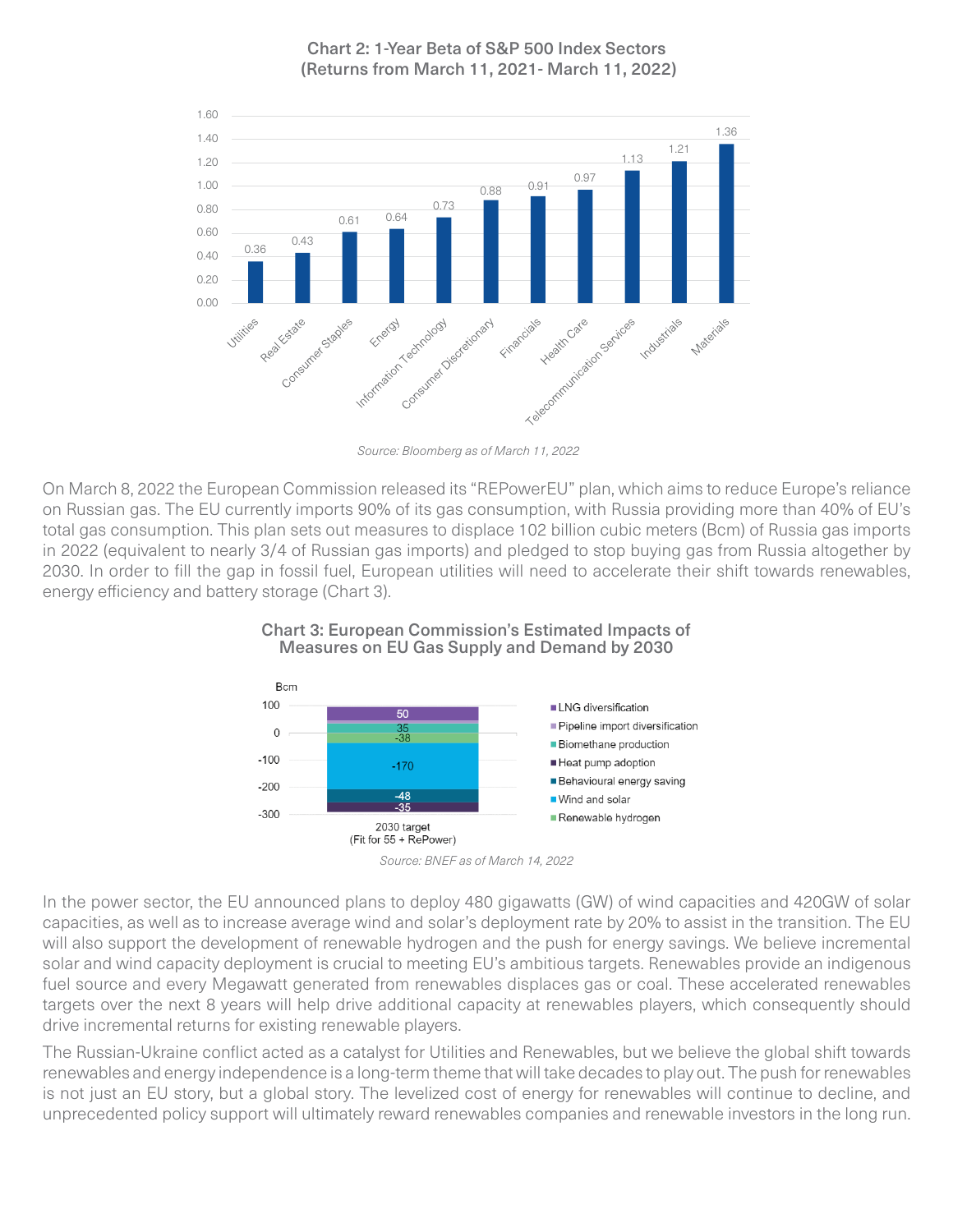**Chart 2: 1-Year Beta of S&P 500 Index Sectors (Returns from March 11, 2021- March 11, 2022)**

| Sector | Beta |
|---|---|
| Utilities | 0.36 |
| Real Estate | 0.43 |
| Consumer Staples | 0.61 |
| Energy | 0.64 |
| Information Technology | 0.73 |
| Consumer Discretionary | 0.88 |
| Financials | 0.91 |
| Health Care | 0.97 |
| Telecommunication Services | 1.13 |
| Industrials | 1.21 |
| Materials | 1.36 |

*Source: Bloomberg as of March 11, 2022*

On March 8, 2022 the European Commission released its "REPowerEU" plan, which aims to reduce Europe's reliance on Russian gas. The EU currently imports 90% of its gas consumption, with Russia providing more than 40% of EU's total gas consumption. This plan sets out measures to displace 102 billion cubic meters (Bcm) of Russia gas imports in 2022 (equivalent to nearly 3/4 of Russian gas imports) and pledged to stop buying gas from Russia altogether by 2030. In order to fill the gap in fossil fuel, European utilities will need to accelerate their shift towards renewables, energy efficiency and battery storage (Chart 3).

**Chart 3: European Commission's Estimated Impacts of Measures on EU Gas Supply and Demand by 2030**

| Measure (Bcm) | 2030 target (Fit for 55 + RePower) |
|---|---|
| LNG diversification | 50 |
| Pipeline import diversification | |
| Biomethane production | 35 |
| Heat pump adoption | -35 |
| Behavioural energy saving | -48 |
| Wind and solar | -170 |
| Renewable hydrogen | -38 |

*Source: BNEF as of March 14, 2022*

In the power sector, the EU announced plans to deploy 480 gigawatts (GW) of wind capacities and 420GW of solar capacities, as well as to increase average wind and solar's deployment rate by 20% to assist in the transition. The EU will also support the development of renewable hydrogen and the push for energy savings. We believe incremental solar and wind capacity deployment is crucial to meeting EU's ambitious targets. Renewables provide an indigenous fuel source and every Megawatt generated from renewables displaces gas or coal. These accelerated renewables targets over the next 8 years will help drive additional capacity at renewables players, which consequently should drive incremental returns for existing renewable players.

The Russian-Ukraine conflict acted as a catalyst for Utilities and Renewables, but we believe the global shift towards renewables and energy independence is a long-term theme that will take decades to play out. The push for renewables is not just an EU story, but a global story. The levelized cost of energy for renewables will continue to decline, and unprecedented policy support will ultimately reward renewables companies and renewable investors in the long run.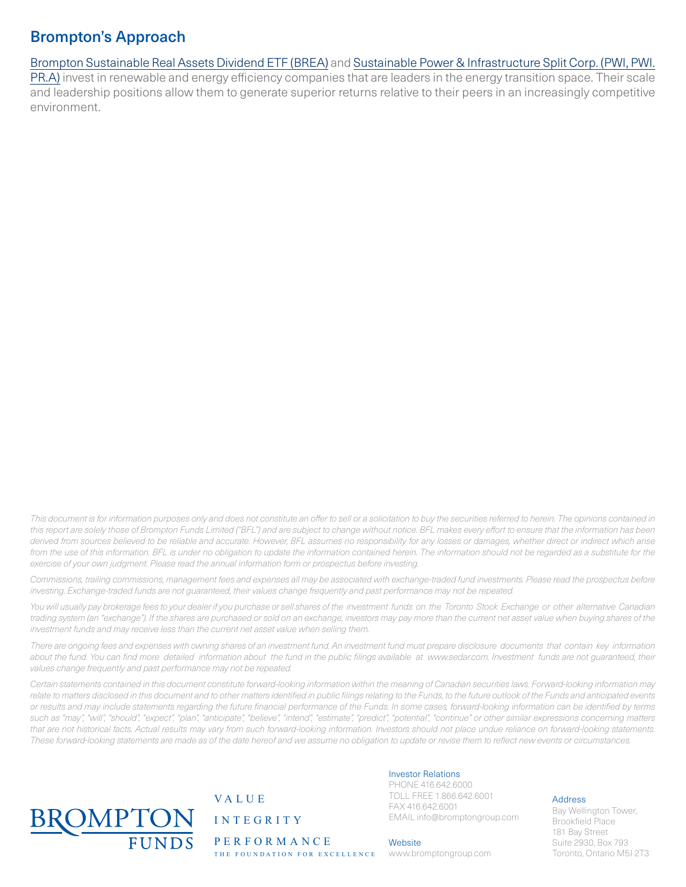## Brompton's Approach

Brompton Sustainable Real Assets Dividend ETF (BREA) and Sustainable Power & Infrastructure Split Corp. (PWI, PWI.PR.A) invest in renewable and energy efficiency companies that are leaders in the energy transition space. Their scale and leadership positions allow them to generate superior returns relative to their peers in an increasingly competitive environment.

*This document is for information purposes only and does not constitute an offer to sell or a solicitation to buy the securities referred to herein. The opinions contained in this report are solely those of Brompton Funds Limited ("BFL") and are subject to change without notice. BFL makes every effort to ensure that the information has been derived from sources believed to be reliable and accurate. However, BFL assumes no responsibility for any losses or damages, whether direct or indirect which arise from the use of this information. BFL is under no obligation to update the information contained herein. The information should not be regarded as a substitute for the exercise of your own judgment. Please read the annual information form or prospectus before investing.*

*Commissions, trailing commissions, management fees and expenses all may be associated with exchange-traded fund investments. Please read the prospectus before investing. Exchange-traded funds are not guaranteed, their values change frequently and past performance may not be repeated.*

*You will usually pay brokerage fees to your dealer if you purchase or sell shares of the investment funds on the Toronto Stock Exchange or other alternative Canadian trading system (an "exchange"). If the shares are purchased or sold on an exchange, investors may pay more than the current net asset value when buying shares of the investment funds and may receive less than the current net asset value when selling them.*

*There are ongoing fees and expenses with owning shares of an investment fund. An investment fund must prepare disclosure documents that contain key information about the fund. You can find more detailed information about the fund in the public filings available at www.sedar.com. Investment funds are not guaranteed, their values change frequently and past performance may not be repeated.*

*Certain statements contained in this document constitute forward-looking information within the meaning of Canadian securities laws. Forward-looking information may relate to matters disclosed in this document and to other matters identified in public filings relating to the Funds, to the future outlook of the Funds and anticipated events or results and may include statements regarding the future financial performance of the Funds. In some cases, forward-looking information can be identified by terms such as "may", "will", "should", "expect", "plan", "anticipate", "believe", "intend", "estimate", "predict", "potential", "continue" or other similar expressions concerning matters that are not historical facts. Actual results may vary from such forward-looking information. Investors should not place undue reliance on forward-looking statements. These forward-looking statements are made as of the date hereof and we assume no obligation to update or revise them to reflect new events or circumstances.*

BROMPTON FUNDS

VALUE
INTEGRITY
PERFORMANCE
THE FOUNDATION FOR EXCELLENCE

**Investor Relations**
PHONE 416.642.6000
TOLL FREE 1.866.642.6001
FAX 416.642.6001
EMAIL info@bromptongroup.com

**Website**
www.bromptongroup.com

**Address**
Bay Wellington Tower,
Brookfield Place
181 Bay Street
Suite 2930, Box 793
Toronto, Ontario M5J 2T3